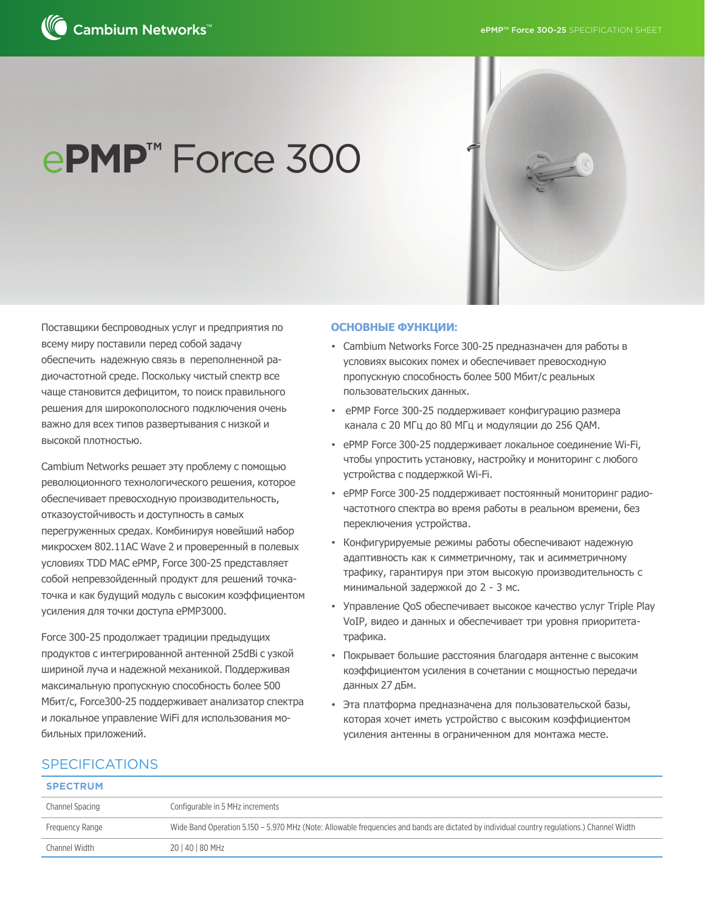# ePMP™ Force 300

Поставщики беспроводных услуг и предприятия по всему миру поставили перед собой задачу обеспечить надежную связь в переполненной радиочастотной среде. Поскольку чистый спектр все чаще становится дефицитом, то поиск правильного решения для широкополосного подключения очень важно для всех типов развертывания с низкой и высокой плотностью.

Cambium Networks решает эту проблему с помощью революционного технологического решения, которое обеспечивает превосходную производительность, отказоустойчивость и доступность в самых перегруженных средах. Комбинируя новейший набор микросхем 802.11AC Wave 2 и проверенный в полевых условиях TDD MAC ePMP, Force 300-25 представляет собой непревзойденный продукт для решений точка-точка и как будущий модуль с высоким коэффициентом усиления для точки доступа ePMP3000.

Force 300-25 продолжает традиции предыдущих продуктов с интегрированной антенной 25dBi с узкой шириной луча и надежной механикой. Поддерживая максимальную пропускную способность более 500 Мбит/с, Force300-25 поддерживает анализатор спектра и локальное управление WiFi для использования мобильных приложений.

## ОСНОВНЫЕ ФУНКЦИИ:

- Cambium Networks Force 300-25 предназначен для работы в условиях высоких помех и обеспечивает превосходную пропускную способность более 500 Мбит/с реальных пользовательских данных.
- ePMP Force 300-25 поддерживает конфигурацию размера канала с 20 МГц до 80 МГц и модуляции до 256 QAM.
- ePMP Force 300-25 поддерживает локальное соединение Wi-Fi, чтобы упростить установку, настройку и мониторинг с любого устройства с поддержкой Wi-Fi.
- ePMP Force 300-25 поддерживает постоянный мониторинг радиочастотного спектра во время работы в реальном времени, без переключения устройства.
- Конфигуририруемые режимы работы обеспечивают надежную адаптивность как к симметричному, так и асимметричному трафику, гарантируя при этом высокую производительность с минимальной задержкой до 2 - 3 мс.
- Управление QoS обеспечивает высокое качество услуг Triple Play VoIP, видео и данных и обеспечивает три уровня приоритета-трафика.
- Покрывает большие расстояния благодаря антенне с высоким коэффициентом усиления в сочетании с мощностью передачи данных 27 дБм.
- Эта платформа предназначена для пользовательской базы, которая хочет иметь устройство с высоким коэффициентом усиления антенны в ограниченном для монтажа месте.

## SPECIFICATIONS

### SPECTRUM

| | |
|---|---|
| Channel Spacing | Configurable in 5 MHz increments |
| Frequency Range | Wide Band Operation 5.150 – 5.970 MHz (Note: Allowable frequencies and bands are dictated by individual country regulations.) Channel Width |
| Channel Width | 20 \| 40 \| 80 MHz |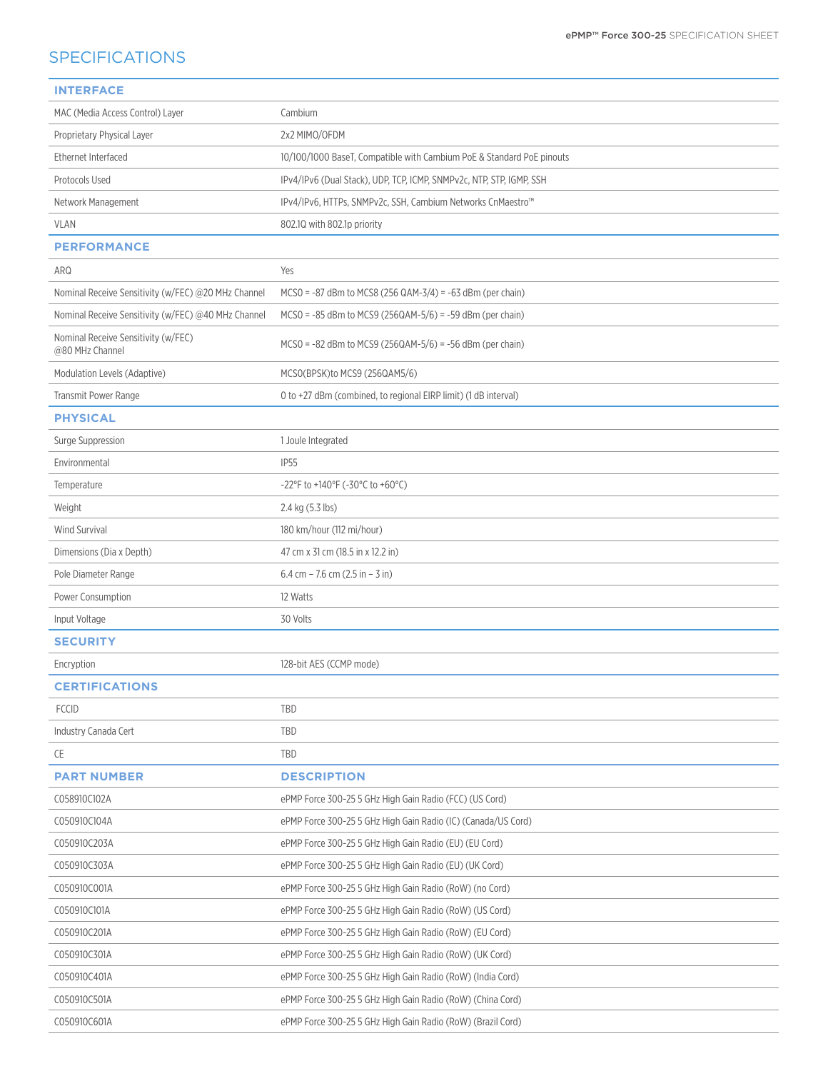## SPECIFICATIONS

| INTERFACE | |
| --- | --- |
| MAC (Media Access Control) Layer | Cambium |
| Proprietary Physical Layer | 2x2 MIMO/OFDM |
| Ethernet Interfaced | 10/100/1000 BaseT, Compatible with Cambium PoE & Standard PoE pinouts |
| Protocols Used | IPv4/IPv6 (Dual Stack), UDP, TCP, ICMP, SNMPv2c, NTP, STP, IGMP, SSH |
| Network Management | IPv4/IPv6, HTTPs, SNMPv2c, SSH, Cambium Networks CnMaestro™ |
| VLAN | 802.1Q with 802.1p priority |
| **PERFORMANCE** | |
| ARQ | Yes |
| Nominal Receive Sensitivity (w/FEC) @20 MHz Channel | MCS0 = -87 dBm to MCS8 (256 QAM-3/4) = -63 dBm (per chain) |
| Nominal Receive Sensitivity (w/FEC) @40 MHz Channel | MCS0 = -85 dBm to MCS9 (256QAM-5/6) = -59 dBm (per chain) |
| Nominal Receive Sensitivity (w/FEC) @80 MHz Channel | MCS0 = -82 dBm to MCS9 (256QAM-5/6) = -56 dBm (per chain) |
| Modulation Levels (Adaptive) | MCS0(BPSK)to MCS9 (256QAM5/6) |
| Transmit Power Range | 0 to +27 dBm (combined, to regional EIRP limit) (1 dB interval) |
| **PHYSICAL** | |
| Surge Suppression | 1 Joule Integrated |
| Environmental | IP55 |
| Temperature | -22°F to +140°F (-30°C to +60°C) |
| Weight | 2.4 kg (5.3 lbs) |
| Wind Survival | 180 km/hour (112 mi/hour) |
| Dimensions (Dia x Depth) | 47 cm x 31 cm (18.5 in x 12.2 in) |
| Pole Diameter Range | 6.4 cm – 7.6 cm (2.5 in – 3 in) |
| Power Consumption | 12 Watts |
| Input Voltage | 30 Volts |
| **SECURITY** | |
| Encryption | 128-bit AES (CCMP mode) |
| **CERTIFICATIONS** | |
| FCCID | TBD |
| Industry Canada Cert | TBD |
| CE | TBD |

| PART NUMBER | DESCRIPTION |
| --- | --- |
| C058910C102A | ePMP Force 300-25 5 GHz High Gain Radio (FCC) (US Cord) |
| C050910C104A | ePMP Force 300-25 5 GHz High Gain Radio (IC) (Canada/US Cord) |
| C050910C203A | ePMP Force 300-25 5 GHz High Gain Radio (EU) (EU Cord) |
| C050910C303A | ePMP Force 300-25 5 GHz High Gain Radio (EU) (UK Cord) |
| C050910C001A | ePMP Force 300-25 5 GHz High Gain Radio (RoW) (no Cord) |
| C050910C101A | ePMP Force 300-25 5 GHz High Gain Radio (RoW) (US Cord) |
| C050910C201A | ePMP Force 300-25 5 GHz High Gain Radio (RoW) (EU Cord) |
| C050910C301A | ePMP Force 300-25 5 GHz High Gain Radio (RoW) (UK Cord) |
| C050910C401A | ePMP Force 300-25 5 GHz High Gain Radio (RoW) (India Cord) |
| C050910C501A | ePMP Force 300-25 5 GHz High Gain Radio (RoW) (China Cord) |
| C050910C601A | ePMP Force 300-25 5 GHz High Gain Radio (RoW) (Brazil Cord) |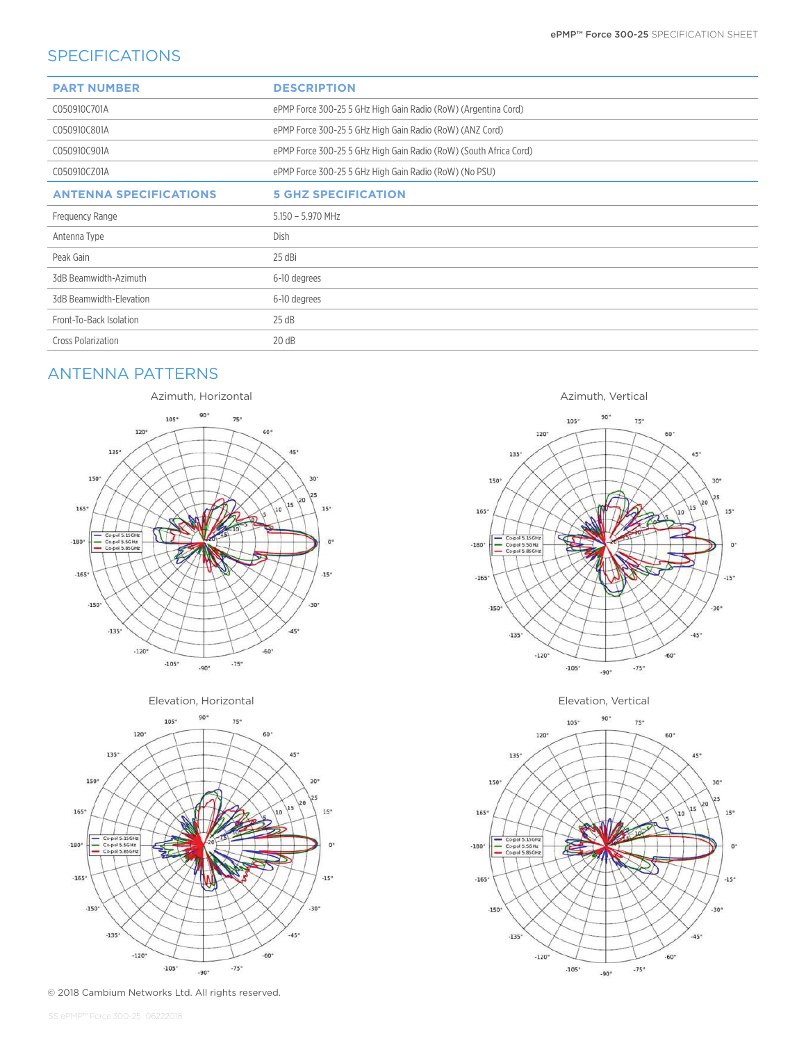## SPECIFICATIONS

| PART NUMBER | DESCRIPTION |
|---|---|
| C050910C701A | ePMP Force 300-25 5 GHz High Gain Radio (RoW) (Argentina Cord) |
| C050910C801A | ePMP Force 300-25 5 GHz High Gain Radio (RoW) (ANZ Cord) |
| C050910C901A | ePMP Force 300-25 5 GHz High Gain Radio (RoW) (South Africa Cord) |
| C050910CZ01A | ePMP Force 300-25 5 GHz High Gain Radio (RoW) (No PSU) |

| ANTENNA SPECIFICATIONS | 5 GHZ SPECIFICATION |
|---|---|
| Frequency Range | 5.150 – 5.970 MHz |
| Antenna Type | Dish |
| Peak Gain | 25 dBi |
| 3dB Beamwidth-Azimuth | 6-10 degrees |
| 3dB Beamwidth-Elevation | 6-10 degrees |
| Front-To-Back Isolation | 25 dB |
| Cross Polarization | 20 dB |

## ANTENNA PATTERNS

Azimuth, Horizontal

Co-pol 5.15GHz
Co-pol 5.5GHz
Co-pol 5.85GHz

Azimuth, Vertical

Co-pol 5.15GHz
Co-pol 5.5GHz
Co-pol 5.85GHz

Elevation, Horizontal

Co-pol 5.15GHz
Co-pol 5.5GHz
Co-pol 5.85GHz

Elevation, Vertical

Co-pol 5.15GHz
Co-pol 5.5GHz
Co-pol 5.85GHz

© 2018 Cambium Networks Ltd. All rights reserved.